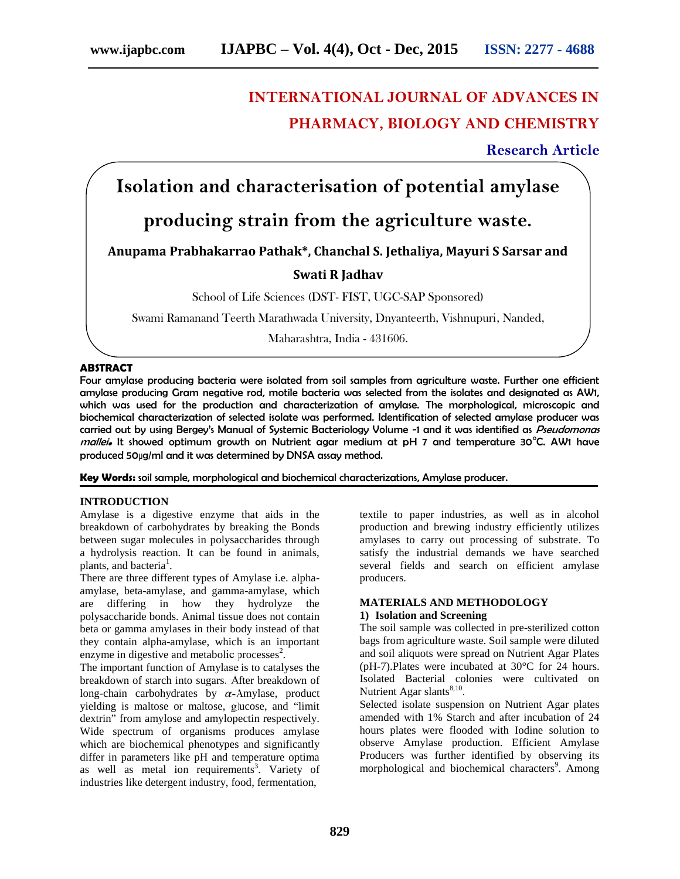# INTERNATIONAL JOURNAL OF ADVANCES IN PHARMACY, BIOLOGY AND CHEMISTRY

**Research Article**

# Isolation and characterisation of potential amylase producing strain from the agriculture waste.

**Anupama Prabhakarrao Pathak*, Chanchal S. Jethaliya, Mayuri S Sarsar and Swati R Jadhav**

School of Life Sciences (DST- FIST, UGC-SAP Sponsored)

Swami Ramanand Teerth Marathwada University, Dnyanteerth, Vishnupuri, Nanded, Maharashtra, India - 431606.

## ABSTRACT

Four amylase producing bacteria were isolated from soil samples from agriculture waste. Further one efficient amylase producing Gram negative rod, motile bacteria was selected from the isolates and designated as AW1, which was used for the production and characterization of amylase. The morphological, microscopic and biochemical characterization of selected isolate was performed. Identification of selected amylase producer was carried out by using Bergey's Manual of Systemic Bacteriology Volume -1 and it was identified as ***Pseudomonas mallei*.** It showed optimum growth on Nutrient agar medium at pH 7 and temperature 30°C. AW1 have produced 50µg/ml and it was determined by DNSA assay method.

**Key Words:** soil sample, morphological and biochemical characterizations, Amylase producer.

## INTRODUCTION

Amylase is a digestive enzyme that aids in the breakdown of carbohydrates by breaking the Bonds between sugar molecules in polysaccharides through a hydrolysis reaction. It can be found in animals, plants, and bacteria[1].

There are three different types of Amylase i.e. alpha-amylase, beta-amylase, and gamma-amylase, which are differing in how they hydrolyze the polysaccharide bonds. Animal tissue does not contain beta or gamma amylases in their body instead of that they contain alpha-amylase, which is an important enzyme in digestive and metabolic processes[2].

The important function of Amylase is to catalyses the breakdown of starch into sugars. After breakdown of long-chain carbohydrates by $\alpha$-Amylase, product yielding is maltose or maltose, glucose, and "limit dextrin" from amylose and amylopectin respectively. Wide spectrum of organisms produces amylase which are biochemical phenotypes and significantly differ in parameters like pH and temperature optima as well as metal ion requirements[3]. Variety of industries like detergent industry, food, fermentation, textile to paper industries, as well as in alcohol production and brewing industry efficiently utilizes amylases to carry out processing of substrate. To satisfy the industrial demands we have searched several fields and search on efficient amylase producers.

## MATERIALS AND METHODOLOGY

### 1) Isolation and Screening

The soil sample was collected in pre-sterilized cotton bags from agriculture waste. Soil sample were diluted and soil aliquots were spread on Nutrient Agar Plates (pH-7).Plates were incubated at 30°C for 24 hours. Isolated Bacterial colonies were cultivated on Nutrient Agar slants[8,10].

Selected isolate suspension on Nutrient Agar plates amended with 1% Starch and after incubation of 24 hours plates were flooded with Iodine solution to observe Amylase production. Efficient Amylase Producers was further identified by observing its morphological and biochemical characters[9]. Among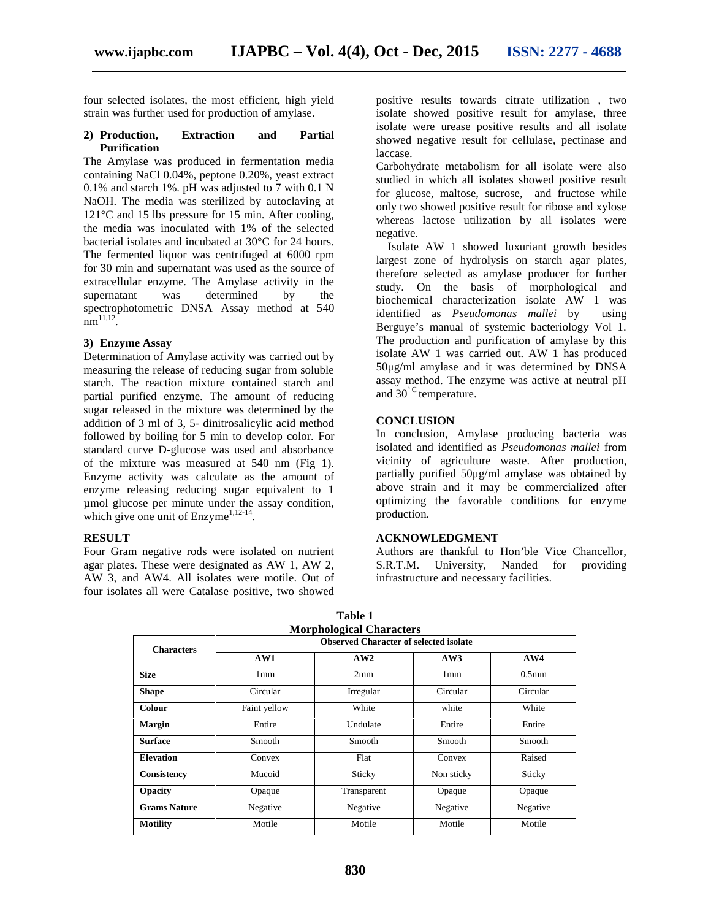four selected isolates, the most efficient, high yield strain was further used for production of amylase.

**2) Production, Extraction and Partial Purification**

The Amylase was produced in fermentation media containing NaCl 0.04%, peptone 0.20%, yeast extract 0.1% and starch 1%. pH was adjusted to 7 with 0.1 N NaOH. The media was sterilized by autoclaving at 121°C and 15 lbs pressure for 15 min. After cooling, the media was inoculated with 1% of the selected bacterial isolates and incubated at 30°C for 24 hours. The fermented liquor was centrifuged at 6000 rpm for 30 min and supernatant was used as the source of extracellular enzyme. The Amylase activity in the supernatant was determined by the spectrophotometric DNSA Assay method at 540 nm[11,12].

**3) Enzyme Assay**

Determination of Amylase activity was carried out by measuring the release of reducing sugar from soluble starch. The reaction mixture contained starch and partial purified enzyme. The amount of reducing sugar released in the mixture was determined by the addition of 3 ml of 3, 5- dinitrosalicylic acid method followed by boiling for 5 min to develop color. For standard curve D-glucose was used and absorbance of the mixture was measured at 540 nm (Fig 1). Enzyme activity was calculate as the amount of enzyme releasing reducing sugar equivalent to 1 µmol glucose per minute under the assay condition, which give one unit of Enzyme[1,12-14].

## RESULT

Four Gram negative rods were isolated on nutrient agar plates. These were designated as AW 1, AW 2, AW 3, and AW4. All isolates were motile. Out of four isolates all were Catalase positive, two showed positive results towards citrate utilization , two isolate showed positive result for amylase, three isolate were urease positive results and all isolate showed negative result for cellulase, pectinase and laccase.

Carbohydrate metabolism for all isolate were also studied in which all isolates showed positive result for glucose, maltose, sucrose, and fructose while only two showed positive result for ribose and xylose whereas lactose utilization by all isolates were negative.

Isolate AW 1 showed luxuriant growth besides largest zone of hydrolysis on starch agar plates, therefore selected as amylase producer for further study. On the basis of morphological and biochemical characterization isolate AW 1 was identified as *Pseudomonas mallei* by using Berguye's manual of systemic bacteriology Vol 1. The production and purification of amylase by this isolate AW 1 was carried out. AW 1 has produced 50µg/ml amylase and it was determined by DNSA assay method. The enzyme was active at neutral pH and 30°C temperature.

## CONCLUSION

In conclusion, Amylase producing bacteria was isolated and identified as *Pseudomonas mallei* from vicinity of agriculture waste. After production, partially purified 50µg/ml amylase was obtained by above strain and it may be commercialized after optimizing the favorable conditions for enzyme production.

## ACKNOWLEDGMENT

Authors are thankful to Hon'ble Vice Chancellor, S.R.T.M. University, Nanded for providing infrastructure and necessary facilities.

**Table 1**
**Morphological Characters**

| Characters | Observed Character of selected isolate | | | |
|---|---|---|---|---|
| | AW1 | AW2 | AW3 | AW4 |
| **Size** | 1mm | 2mm | 1mm | 0.5mm |
| **Shape** | Circular | Irregular | Circular | Circular |
| **Colour** | Faint yellow | White | white | White |
| **Margin** | Entire | Undulate | Entire | Entire |
| **Surface** | Smooth | Smooth | Smooth | Smooth |
| **Elevation** | Convex | Flat | Convex | Raised |
| **Consistency** | Mucoid | Sticky | Non sticky | Sticky |
| **Opacity** | Opaque | Transparent | Opaque | Opaque |
| **Grams Nature** | Negative | Negative | Negative | Negative |
| **Motility** | Motile | Motile | Motile | Motile |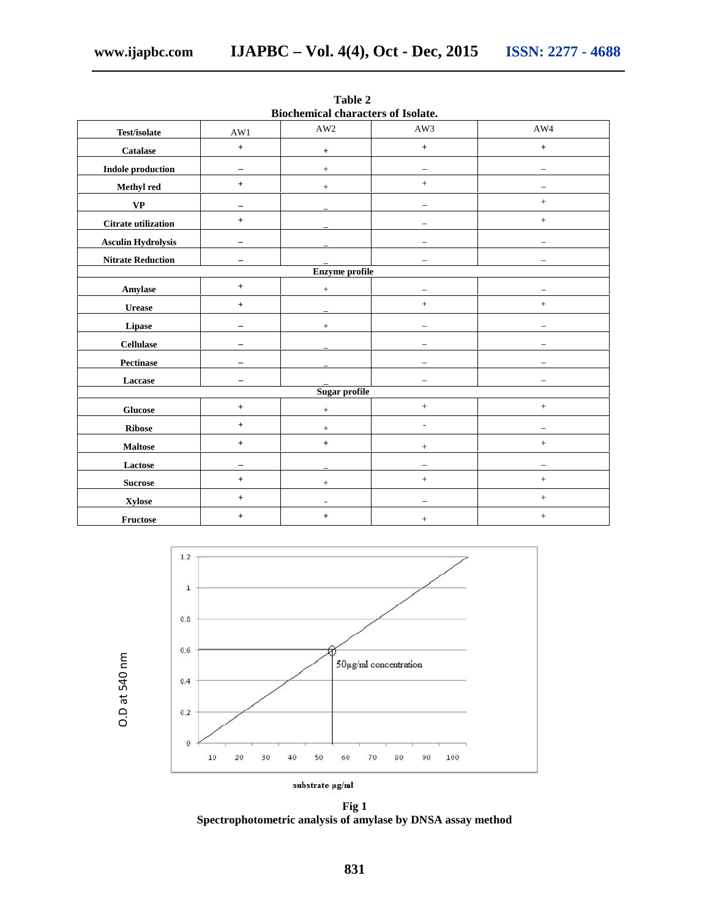**Table 2**
**Biochemical characters of Isolate.**

| Test/isolate | AW1 | AW2 | AW3 | AW4 |
|---|---|---|---|---|
| Catalase | + | + | + | + |
| Indole production | – | + | – | – |
| Methyl red | + | + | + | – |
| VP | – | – | – | + |
| Citrate utilization | + | – | – | + |
| Asculin Hydrolysis | – | – | – | – |
| Nitrate Reduction | – | – | – | – |
| **Enzyme profile** | | | | |
| Amylase | + | + | – | – |
| Urease | + | – | + | + |
| Lipase | – | + | – | – |
| Cellulase | – | – | – | – |
| Pectinase | – | – | – | – |
| Laccase | – | – | – | – |
| **Sugar profile** | | | | |
| Glucose | + | + | + | + |
| Ribose | + | + | - | – |
| Maltose | + | + | + | + |
| Lactose | – | – | – | – |
| Sucrose | + | + | + | + |
| Xylose | + | - | – | + |
| Fructose | + | + | + | + |

**Fig 1**
**Spectrophotometric analysis of amylase by DNSA assay method**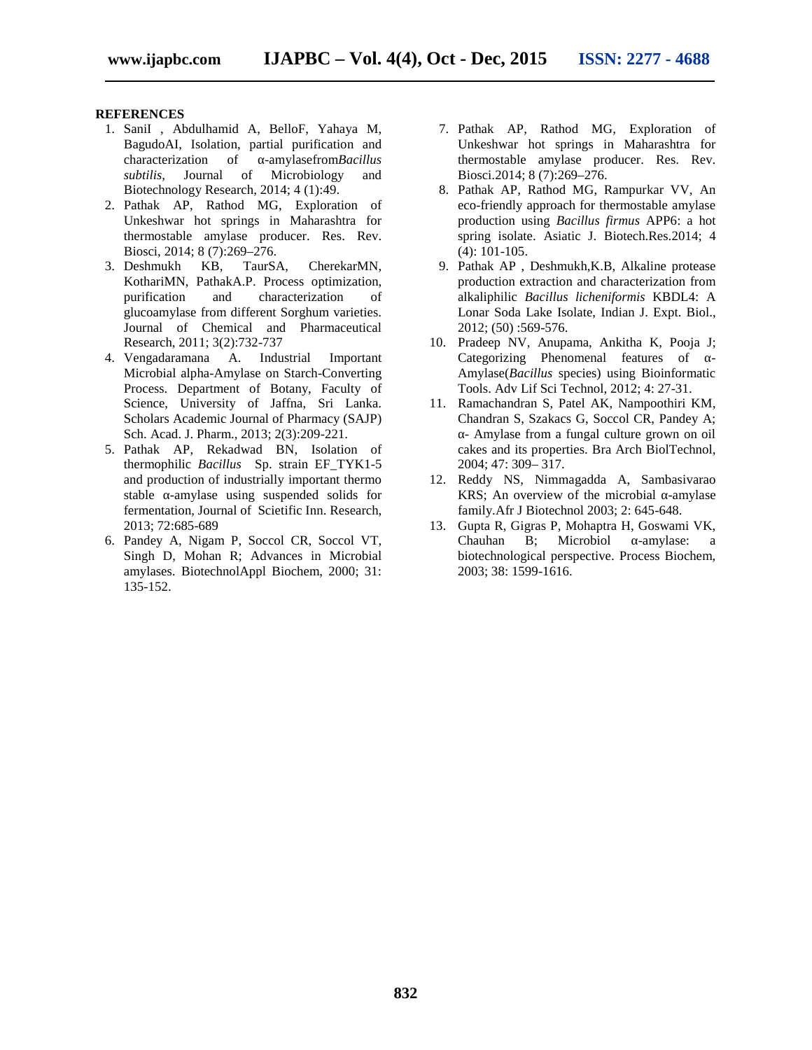**REFERENCES**

1. SaniI , Abdulhamid A, BelloF, Yahaya M, BagudoAI, Isolation, partial purification and characterization of α-amylasefrom*Bacillus subtilis*, Journal of Microbiology and Biotechnology Research, 2014; 4 (1):49.
2. Pathak AP, Rathod MG, Exploration of Unkeshwar hot springs in Maharashtra for thermostable amylase producer. Res. Rev. Biosci, 2014; 8 (7):269–276.
3. Deshmukh KB, TaurSA, CherekarMN, KothariMN, PathakA.P. Process optimization, purification and characterization of glucoamylase from different Sorghum varieties. Journal of Chemical and Pharmaceutical Research, 2011; 3(2):732-737
4. Vengadaramana A. Industrial Important Microbial alpha-Amylase on Starch-Converting Process. Department of Botany, Faculty of Science, University of Jaffna, Sri Lanka. Scholars Academic Journal of Pharmacy (SAJP) Sch. Acad. J. Pharm., 2013; 2(3):209-221.
5. Pathak AP, Rekadwad BN, Isolation of thermophilic *Bacillus* Sp. strain EF_TYK1-5 and production of industrially important thermo stable α-amylase using suspended solids for fermentation, Journal of Scietific Inn. Research, 2013; 72:685-689
6. Pandey A, Nigam P, Soccol CR, Soccol VT, Singh D, Mohan R; Advances in Microbial amylases. BiotechnolAppl Biochem, 2000; 31: 135-152.
7. Pathak AP, Rathod MG, Exploration of Unkeshwar hot springs in Maharashtra for thermostable amylase producer. Res. Rev. Biosci.2014; 8 (7):269–276.
8. Pathak AP, Rathod MG, Rampurkar VV, An eco-friendly approach for thermostable amylase production using *Bacillus firmus* APP6: a hot spring isolate. Asiatic J. Biotech.Res.2014; 4 (4): 101-105.
9. Pathak AP , Deshmukh,K.B, Alkaline protease production extraction and characterization from alkaliphilic *Bacillus licheniformis* KBDL4: A Lonar Soda Lake Isolate, Indian J. Expt. Biol., 2012; (50) :569-576.
10. Pradeep NV, Anupama, Ankitha K, Pooja J; Categorizing Phenomenal features of α-Amylase(*Bacillus* species) using Bioinformatic Tools. Adv Lif Sci Technol, 2012; 4: 27-31.
11. Ramachandran S, Patel AK, Nampoothiri KM, Chandran S, Szakacs G, Soccol CR, Pandey A; α- Amylase from a fungal culture grown on oil cakes and its properties. Bra Arch BiolTechnol, 2004; 47: 309– 317.
12. Reddy NS, Nimmagadda A, Sambasivarao KRS; An overview of the microbial α-amylase family.Afr J Biotechnol 2003; 2: 645-648.
13. Gupta R, Gigras P, Mohaptra H, Goswami VK, Chauhan B; Microbiol α-amylase: a biotechnological perspective. Process Biochem, 2003; 38: 1599-1616.